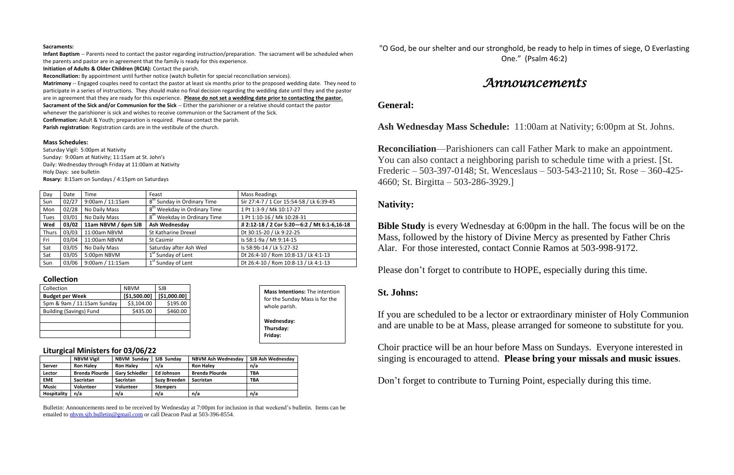**Sacraments:**

**Infant Baptism** -- Parents need to contact the pastor regarding instruction/preparation. The sacrament will be scheduled when the parents and pastor are in agreement that the family is ready for this experience.

**Initiation of Adults & Older Children (RCIA):** Contact the parish.

**Reconciliation:** By appointment until further notice (watch bulletin for special reconciliation services).

**Matrimony** -- Engaged couples need to contact the pastor at least six months prior to the proposed wedding date. They need to participate in a series of instructions. They should make no final decision regarding the wedding date until they and the pastor are in agreement that they are ready for this experience. **Please do not set a wedding date prior to contacting the pastor.**

**Sacrament of the Sick and/or Communion for the Sick** -- Either the parishioner or a relative should contact the pastor whenever the parishioner is sick and wishes to receive communion or the Sacrament of the Sick.

**Confirmation:** Adult & Youth; preparation is required. Please contact the parish.

**Parish registration**: Registration cards are in the vestibule of the church.

**Mass Schedules:**

Saturday Vigil: 5:00pm at Nativity
Sunday: 9:00am at Nativity; 11:15am at St. John's
Daily: Wednesday through Friday at 11:00am at Nativity
Holy Days: see bulletin
**Rosary:** 8:15am on Sundays / 4:15pm on Saturdays

| Day | Date | Time | Feast | Mass Readings |
|---|---|---|---|---|
| Sun | 02/27 | 9:00am / 11:15am | 8th Sunday in Ordinary Time | Sir 27:4-7 / 1 Cor 15:54-58 / Lk 6:39-45 |
| Mon | 02/28 | No Daily Mass | 8th Weekday in Ordinary Time | 1 Pt 1:3-9 / Mk 10:17-27 |
| Tues | 03/01 | No Daily Mass | 8th Weekday in Ordinary Time | 1 Pt 1:10-16 / Mk 10:28-31 |
| **Wed** | **03/02** | **11am NBVM / 6pm SJB** | **Ash Wednesday** | **Jl 2:12-18 / 2 Cor 5:20—6:2 / Mt 6:1-6,16-18** |
| Thurs | 03/03 | 11:00am NBVM | St Katharine Drexel | Dt 30:15-20 / Lk 9:22-25 |
| Fri | 03/04 | 11:00am NBVM | St Casimir | Is 58:1-9a / Mt 9:14-15 |
| Sat | 03/05 | No Daily Mass | Saturday after Ash Wed | Is 58:9b-14 / Lk 5:27-32 |
| Sat | 03/05 | 5:00pm NBVM | 1st Sunday of Lent | Dt 26:4-10 / Rom 10:8-13 / Lk 4:1-13 |
| Sun | 03/06 | 9:00am / 11:15am | 1st Sunday of Lent | Dt 26:4-10 / Rom 10:8-13 / Lk 4:1-13 |

**Collection**

| Collection | NBVM | SJB |
|---|---|---|
| **Budget per Week** | **[$1,500.00]** | **[$1,000.00]** |
| 5pm & 9am / 11:15am Sunday | $3,104.00 | $195.00 |
| Building (Savings) Fund | $435.00 | $460.00 |
| | | |
| | | |
| | | |

**Mass Intentions:** The intention for the Sunday Mass is for the whole parish.

**Wednesday:**
**Thursday:**
**Friday:**

**Liturgical Ministers for 03/06/22**

| | NBVM Vigil | NBVM Sunday | SJB Sunday | NBVM Ash Wednesday | SJB Ash Wednesday |
|---|---|---|---|---|---|
| **Server** | **Ron Haley** | **Ron Haley** | **n/a** | **Ron Haley** | **n/a** |
| **Lector** | **Brenda Plourde** | **Gary Schiedler** | **Ed Johnson** | **Brenda Plourde** | **TBA** |
| **EME** | **Sacristan** | **Sacristan** | **Suzy Breeden** | **Sacristan** | **TBA** |
| **Music** | **Volunteer** | **Volunteer** | **Stempers** | | |
| **Hospitality** | **n/a** | **n/a** | **n/a** | **n/a** | **n/a** |

Bulletin: Announcements need to be received by Wednesday at 7:00pm for inclusion in that weekend's bulletin. Items can be emailed to nbvm.sjb.bulletin@gmail.com or call Deacon Paul at 503-396-8554.

"O God, be our shelter and our stronghold, be ready to help in times of siege, O Everlasting One." (Psalm 46:2)

# *Announcements*

## General:

**Ash Wednesday Mass Schedule:** 11:00am at Nativity; 6:00pm at St. Johns.

**Reconciliation**—Parishioners can call Father Mark to make an appointment. You can also contact a neighboring parish to schedule time with a priest. [St. Frederic – 503-397-0148; St. Wenceslaus – 503-543-2110; St. Rose – 360-425-4660; St. Birgitta – 503-286-3929.]

## Nativity:

**Bible Study** is every Wednesday at 6:00pm in the hall. The focus will be on the Mass, followed by the history of Divine Mercy as presented by Father Chris Alar. For those interested, contact Connie Ramos at 503-998-9172.

Please don't forget to contribute to HOPE, especially during this time.

## St. Johns:

If you are scheduled to be a lector or extraordinary minister of Holy Communion and are unable to be at Mass, please arranged for someone to substitute for you.

Choir practice will be an hour before Mass on Sundays. Everyone interested in singing is encouraged to attend. **Please bring your missals and music issues**.

Don't forget to contribute to Turning Point, especially during this time.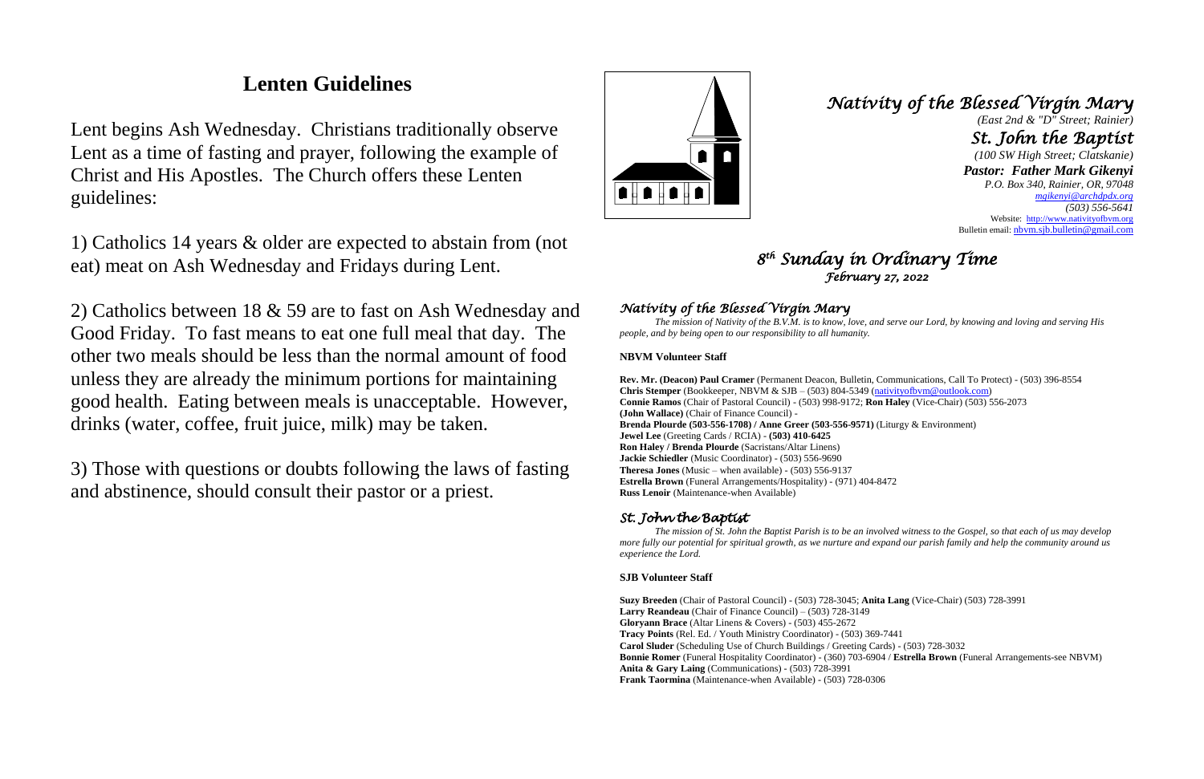# Lenten Guidelines

Lent begins Ash Wednesday. Christians traditionally observe Lent as a time of fasting and prayer, following the example of Christ and His Apostles. The Church offers these Lenten guidelines:

1) Catholics 14 years & older are expected to abstain from (not eat) meat on Ash Wednesday and Fridays during Lent.

2) Catholics between 18 & 59 are to fast on Ash Wednesday and Good Friday. To fast means to eat one full meal that day. The other two meals should be less than the normal amount of food unless they are already the minimum portions for maintaining good health. Eating between meals is unacceptable. However, drinks (water, coffee, fruit juice, milk) may be taken.

3) Those with questions or doubts following the laws of fasting and abstinence, should consult their pastor or a priest.

# *Nativity of the Blessed Virgin Mary*

*(East 2nd & "D" Street; Rainier)*

## *St. John the Baptist*

*(100 SW High Street; Clatskanie)*

***Pastor: Father Mark Gikenyi***

*P.O. Box 340, Rainier, OR, 97048*

*mgikenyi@archdpdx.org*

*(503) 556-5641*

Website: http://www.nativityofbvm.org

Bulletin email: nbvm.sjb.bulletin@gmail.com

## *8th Sunday in Ordinary Time*

*February 27, 2022*

### *Nativity of the Blessed Virgin Mary*

*The mission of Nativity of the B.V.M. is to know, love, and serve our Lord, by knowing and loving and serving His people, and by being open to our responsibility to all humanity.*

**NBVM Volunteer Staff**

**Rev. Mr. (Deacon) Paul Cramer** (Permanent Deacon, Bulletin, Communications, Call To Protect) - (503) 396-8554
**Chris Stemper** (Bookkeeper, NBVM & SJB – (503) 804-5349 (nativityofbvm@outlook.com)
**Connie Ramos** (Chair of Pastoral Council) - (503) 998-9172; **Ron Haley** (Vice-Chair) (503) 556-2073
**(John Wallace)** (Chair of Finance Council) -
**Brenda Plourde (503-556-1708) / Anne Greer (503-556-9571)** (Liturgy & Environment)
**Jewel Lee** (Greeting Cards / RCIA) - **(503) 410-6425**
**Ron Haley / Brenda Plourde** (Sacristans/Altar Linens)
**Jackie Schiedler** (Music Coordinator) - (503) 556-9690
**Theresa Jones** (Music – when available) - (503) 556-9137
**Estrella Brown** (Funeral Arrangements/Hospitality) - (971) 404-8472
**Russ Lenoir** (Maintenance-when Available)

### *St. John the Baptist*

*The mission of St. John the Baptist Parish is to be an involved witness to the Gospel, so that each of us may develop more fully our potential for spiritual growth, as we nurture and expand our parish family and help the community around us experience the Lord.*

**SJB Volunteer Staff**

**Suzy Breeden** (Chair of Pastoral Council) - (503) 728-3045; **Anita Lang** (Vice-Chair) (503) 728-3991
**Larry Reandeau** (Chair of Finance Council) – (503) 728-3149
**Gloryann Brace** (Altar Linens & Covers) - (503) 455-2672
**Tracy Points** (Rel. Ed. / Youth Ministry Coordinator) - (503) 369-7441
**Carol Sluder** (Scheduling Use of Church Buildings / Greeting Cards) - (503) 728-3032
**Bonnie Romer** (Funeral Hospitality Coordinator) - (360) 703-6904 / **Estrella Brown** (Funeral Arrangements-see NBVM)
**Anita & Gary Laing** (Communications) - (503) 728-3991
**Frank Taormina** (Maintenance-when Available) - (503) 728-0306